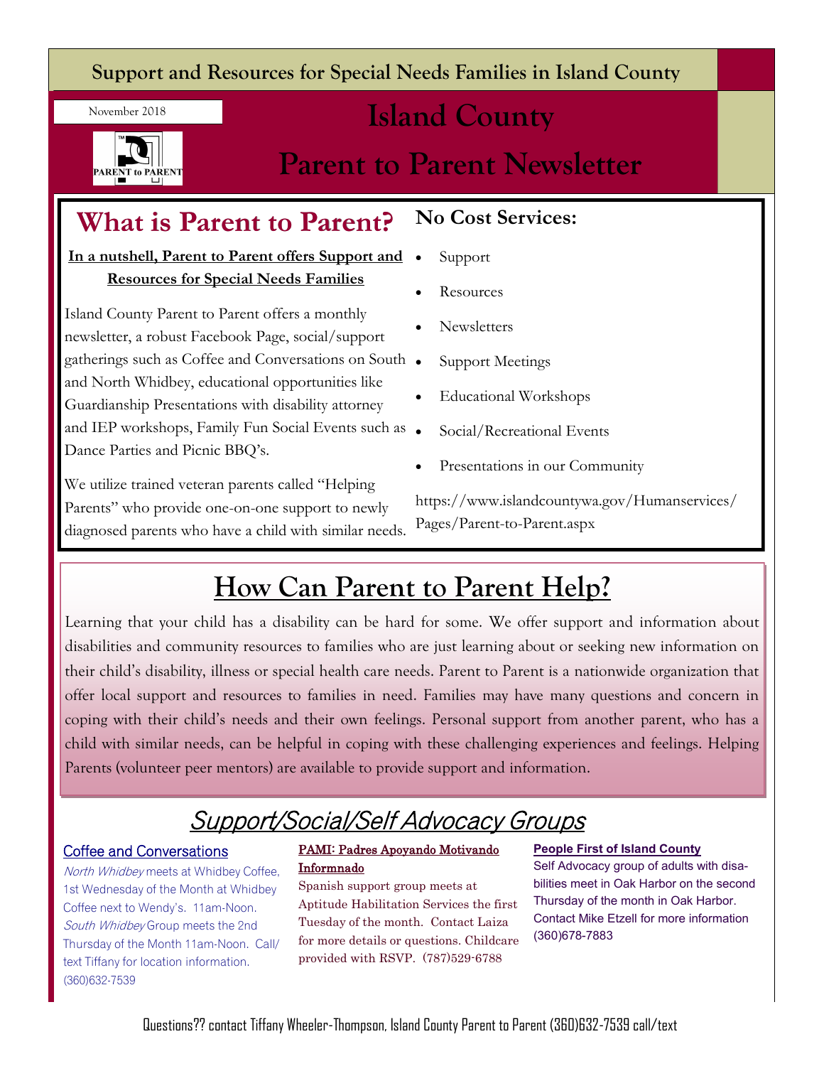Support and Resources for Special Needs Families in Island County

November 2018

# Island County

# Parent to Parent Newsletter

## What is Parent to Parent?

**In a nutshell, Parent to Parent offers Support and Resources for Special Needs Families**

Island County Parent to Parent offers a monthly newsletter, a robust Facebook Page, social/support gatherings such as Coffee and Conversations on South and North Whidbey, educational opportunities like Guardianship Presentations with disability attorney and IEP workshops, Family Fun Social Events such as Dance Parties and Picnic BBQ's.

We utilize trained veteran parents called "Helping Parents" who provide one-on-one support to newly diagnosed parents who have a child with similar needs.

### No Cost Services:

- Support
- Resources
- Newsletters
- Support Meetings
- Educational Workshops
- Social/Recreational Events
- Presentations in our Community

https://www.islandcountywa.gov/Humanservices/Pages/Parent-to-Parent.aspx

## How Can Parent to Parent Help?

Learning that your child has a disability can be hard for some. We offer support and information about disabilities and community resources to families who are just learning about or seeking new information on their child's disability, illness or special health care needs. Parent to Parent is a nationwide organization that offer local support and resources to families in need. Families may have many questions and concern in coping with their child's needs and their own feelings. Personal support from another parent, who has a child with similar needs, can be helpful in coping with these challenging experiences and feelings. Helping Parents (volunteer peer mentors) are available to provide support and information.

## Support/Social/Self Advocacy Groups

### Coffee and Conversations

*North Whidbey* meets at Whidbey Coffee, 1st Wednesday of the Month at Whidbey Coffee next to Wendy's. 11am-Noon. *South Whidbey* Group meets the 2nd Thursday of the Month 11am-Noon. Call/text Tiffany for location information. (360)632-7539

### PAMI: Padres Apoyando Motivando Informnado

Spanish support group meets at Aptitude Habilitation Services the first Tuesday of the month. Contact Laiza for more details or questions. Childcare provided with RSVP. (787)529-6788

### People First of Island County

Self Advocacy group of adults with disabilities meet in Oak Harbor on the second Thursday of the month in Oak Harbor. Contact Mike Etzell for more information (360)678-7883

Questions?? contact Tiffany Wheeler-Thompson, Island County Parent to Parent (360)632-7539 call/text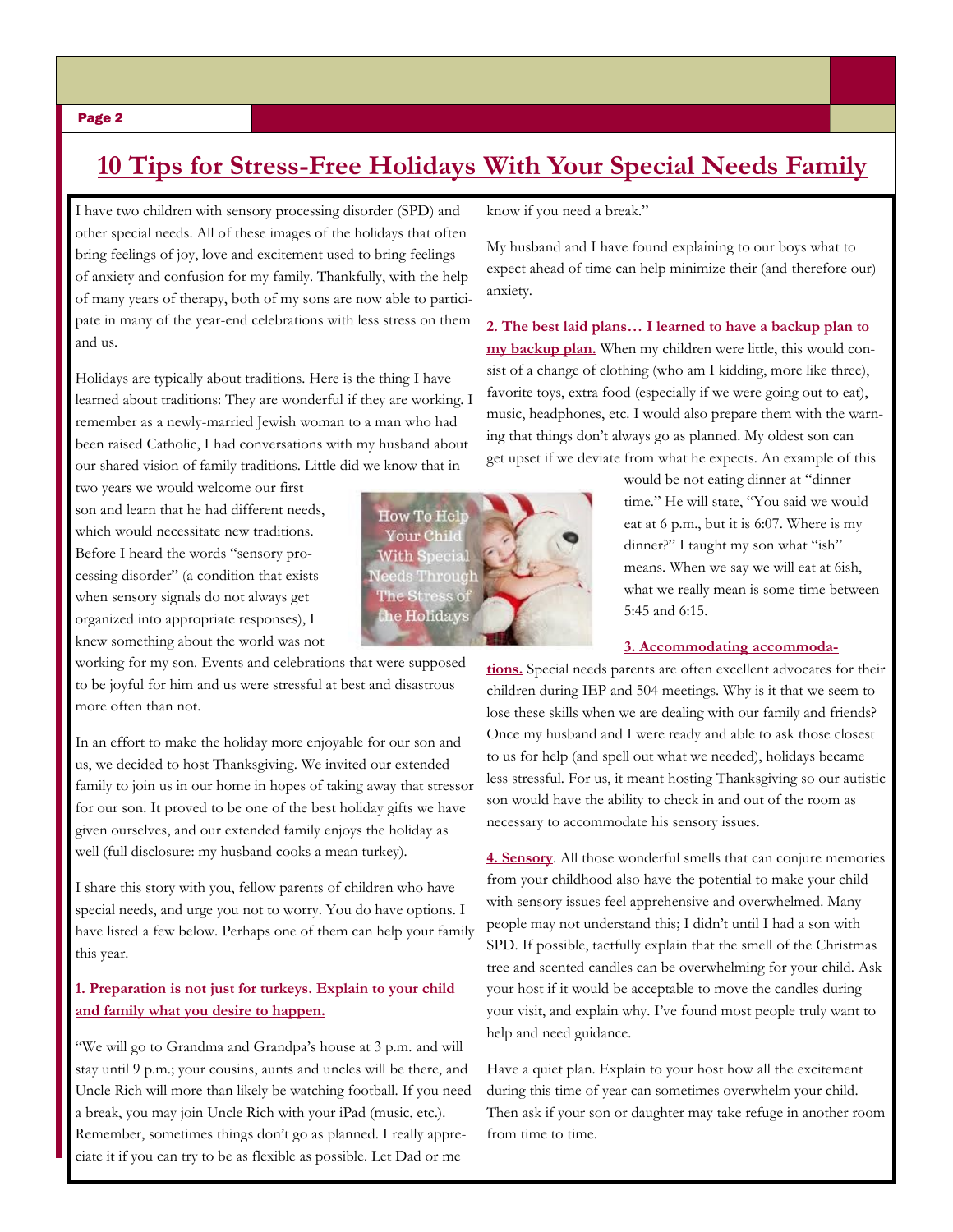# 10 Tips for Stress-Free Holidays With Your Special Needs Family

I have two children with sensory processing disorder (SPD) and other special needs. All of these images of the holidays that often bring feelings of joy, love and excitement used to bring feelings of anxiety and confusion for my family. Thankfully, with the help of many years of therapy, both of my sons are now able to participate in many of the year-end celebrations with less stress on them and us.

Holidays are typically about traditions. Here is the thing I have learned about traditions: They are wonderful if they are working. I remember as a newly-married Jewish woman to a man who had been raised Catholic, I had conversations with my husband about our shared vision of family traditions. Little did we know that in two years we would welcome our first son and learn that he had different needs, which would necessitate new traditions. Before I heard the words "sensory processing disorder" (a condition that exists when sensory signals do not always get organized into appropriate responses), I knew something about the world was not working for my son. Events and celebrations that were supposed to be joyful for him and us were stressful at best and disastrous more often than not.

In an effort to make the holiday more enjoyable for our son and us, we decided to host Thanksgiving. We invited our extended family to join us in our home in hopes of taking away that stressor for our son. It proved to be one of the best holiday gifts we have given ourselves, and our extended family enjoys the holiday as well (full disclosure: my husband cooks a mean turkey).

I share this story with you, fellow parents of children who have special needs, and urge you not to worry. You do have options. I have listed a few below. Perhaps one of them can help your family this year.

**1. Preparation is not just for turkeys. Explain to your child and family what you desire to happen.**

"We will go to Grandma and Grandpa's house at 3 p.m. and will stay until 9 p.m.; your cousins, aunts and uncles will be there, and Uncle Rich will more than likely be watching football. If you need a break, you may join Uncle Rich with your iPad (music, etc.). Remember, sometimes things don't go as planned. I really appreciate it if you can try to be as flexible as possible. Let Dad or me know if you need a break."

My husband and I have found explaining to our boys what to expect ahead of time can help minimize their (and therefore our) anxiety.

**2. The best laid plans… I learned to have a backup plan to my backup plan.** When my children were little, this would consist of a change of clothing (who am I kidding, more like three), favorite toys, extra food (especially if we were going out to eat), music, headphones, etc. I would also prepare them with the warning that things don't always go as planned. My oldest son can get upset if we deviate from what he expects. An example of this would be not eating dinner at "dinner time." He will state, "You said we would eat at 6 p.m., but it is 6:07. Where is my dinner?" I taught my son what "ish" means. When we say we will eat at 6ish, what we really mean is some time between 5:45 and 6:15.

How To Help Your Child With Special Needs Through The Stress of the Holidays

**3. Accommodating accommodations.** Special needs parents are often excellent advocates for their children during IEP and 504 meetings. Why is it that we seem to lose these skills when we are dealing with our family and friends? Once my husband and I were ready and able to ask those closest to us for help (and spell out what we needed), holidays became less stressful. For us, it meant hosting Thanksgiving so our autistic son would have the ability to check in and out of the room as necessary to accommodate his sensory issues.

**4. Sensory**. All those wonderful smells that can conjure memories from your childhood also have the potential to make your child with sensory issues feel apprehensive and overwhelmed. Many people may not understand this; I didn't until I had a son with SPD. If possible, tactfully explain that the smell of the Christmas tree and scented candles can be overwhelming for your child. Ask your host if it would be acceptable to move the candles during your visit, and explain why. I've found most people truly want to help and need guidance.

Have a quiet plan. Explain to your host how all the excitement during this time of year can sometimes overwhelm your child. Then ask if your son or daughter may take refuge in another room from time to time.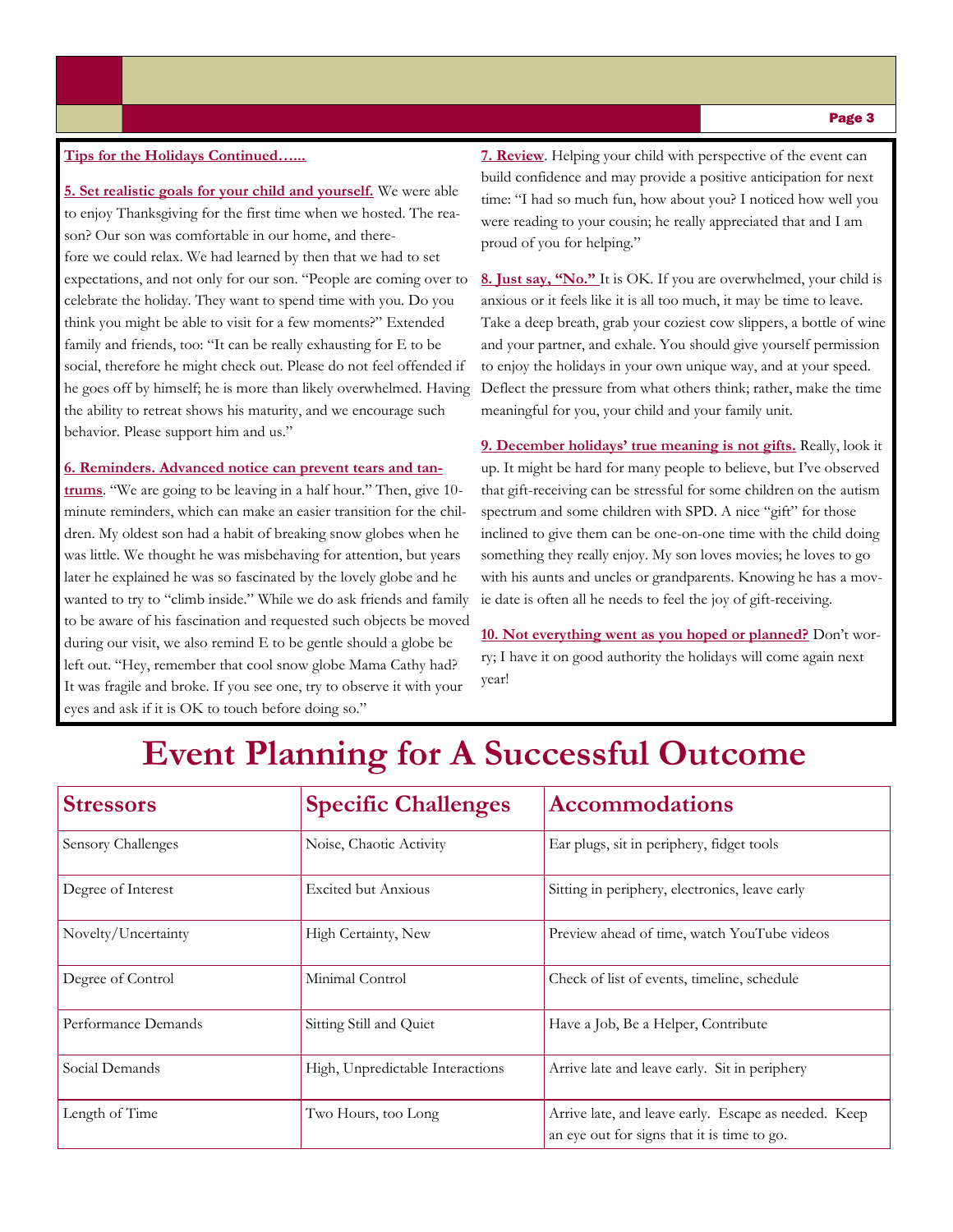**Tips for the Holidays Continued…...**

**5. Set realistic goals for your child and yourself.** We were able to enjoy Thanksgiving for the first time when we hosted. The reason? Our son was comfortable in our home, and therefore we could relax. We had learned by then that we had to set expectations, and not only for our son. "People are coming over to celebrate the holiday. They want to spend time with you. Do you think you might be able to visit for a few moments?" Extended family and friends, too: "It can be really exhausting for E to be social, therefore he might check out. Please do not feel offended if he goes off by himself; he is more than likely overwhelmed. Having the ability to retreat shows his maturity, and we encourage such behavior. Please support him and us."

**6. Reminders. Advanced notice can prevent tears and tantrums**. "We are going to be leaving in a half hour." Then, give 10-minute reminders, which can make an easier transition for the children. My oldest son had a habit of breaking snow globes when he was little. We thought he was misbehaving for attention, but years later he explained he was so fascinated by the lovely globe and he wanted to try to "climb inside." While we do ask friends and family to be aware of his fascination and requested such objects be moved during our visit, we also remind E to be gentle should a globe be left out. "Hey, remember that cool snow globe Mama Cathy had? It was fragile and broke. If you see one, try to observe it with your eyes and ask if it is OK to touch before doing so."

**7. Review**. Helping your child with perspective of the event can build confidence and may provide a positive anticipation for next time: "I had so much fun, how about you? I noticed how well you were reading to your cousin; he really appreciated that and I am proud of you for helping."

**8. Just say, "No."** It is OK. If you are overwhelmed, your child is anxious or it feels like it is all too much, it may be time to leave. Take a deep breath, grab your coziest cow slippers, a bottle of wine and your partner, and exhale. You should give yourself permission to enjoy the holidays in your own unique way, and at your speed. Deflect the pressure from what others think; rather, make the time meaningful for you, your child and your family unit.

**9. December holidays' true meaning is not gifts.** Really, look it up. It might be hard for many people to believe, but I've observed that gift-receiving can be stressful for some children on the autism spectrum and some children with SPD. A nice "gift" for those inclined to give them can be one-on-one time with the child doing something they really enjoy. My son loves movies; he loves to go with his aunts and uncles or grandparents. Knowing he has a movie date is often all he needs to feel the joy of gift-receiving.

**10. Not everything went as you hoped or planned?** Don't worry; I have it on good authority the holidays will come again next year!

# Event Planning for A Successful Outcome

| Stressors | Specific Challenges | Accommodations |
|---|---|---|
| Sensory Challenges | Noise, Chaotic Activity | Ear plugs, sit in periphery, fidget tools |
| Degree of Interest | Excited but Anxious | Sitting in periphery, electronics, leave early |
| Novelty/Uncertainty | High Certainty, New | Preview ahead of time, watch YouTube videos |
| Degree of Control | Minimal Control | Check of list of events, timeline, schedule |
| Performance Demands | Sitting Still and Quiet | Have a Job, Be a Helper, Contribute |
| Social Demands | High, Unpredictable Interactions | Arrive late and leave early. Sit in periphery |
| Length of Time | Two Hours, too Long | Arrive late, and leave early. Escape as needed. Keep an eye out for signs that it is time to go. |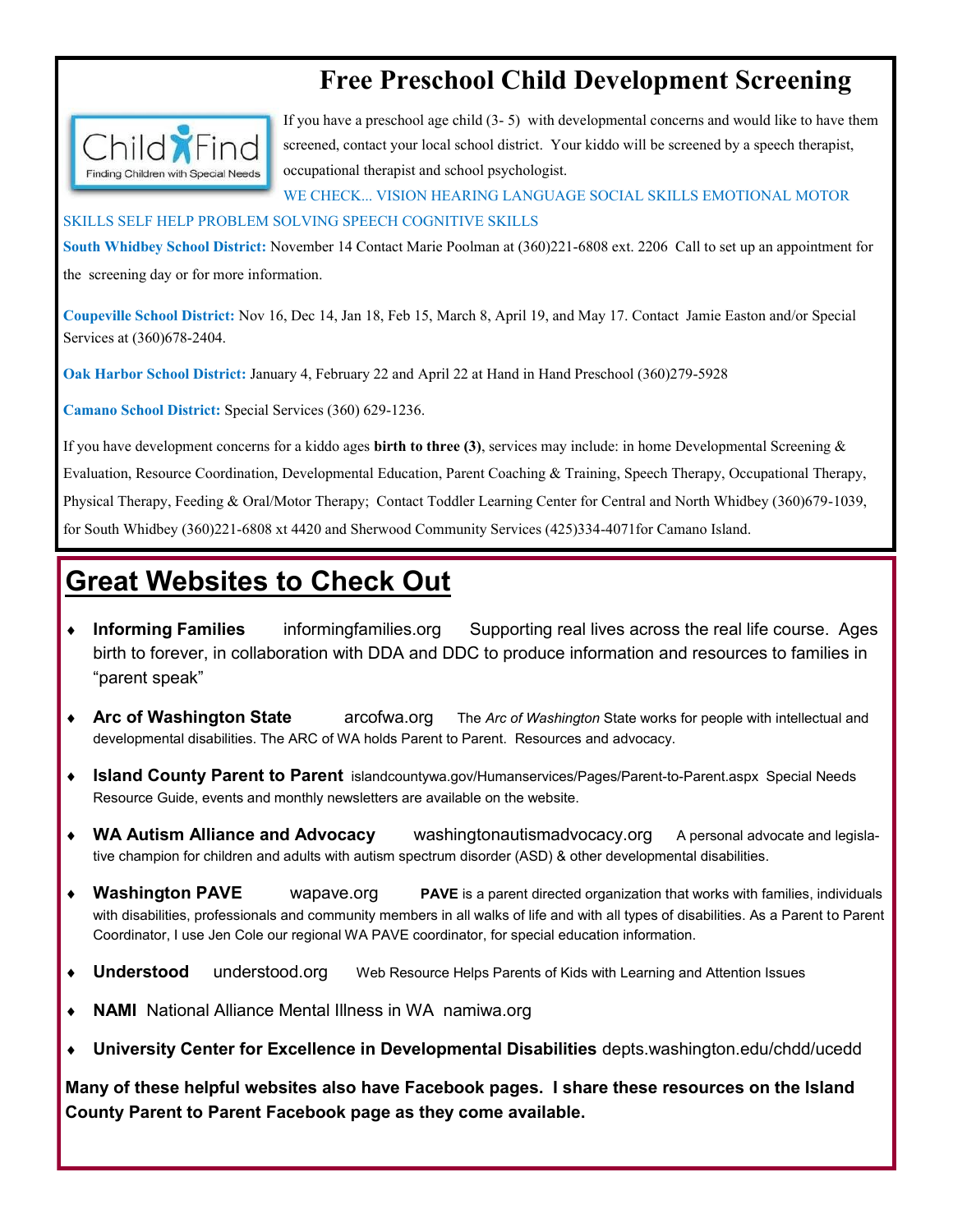# Free Preschool Child Development Screening

Child Find — Finding Children with Special Needs

If you have a preschool age child (3- 5) with developmental concerns and would like to have them screened, contact your local school district. Your kiddo will be screened by a speech therapist, occupational therapist and school psychologist.

WE CHECK... VISION HEARING LANGUAGE SOCIAL SKILLS EMOTIONAL MOTOR SKILLS SELF HELP PROBLEM SOLVING SPEECH COGNITIVE SKILLS

**South Whidbey School District:** November 14 Contact Marie Poolman at (360)221-6808 ext. 2206 Call to set up an appointment for the screening day or for more information.

**Coupeville School District:** Nov 16, Dec 14, Jan 18, Feb 15, March 8, April 19, and May 17. Contact Jamie Easton and/or Special Services at (360)678-2404.

**Oak Harbor School District:** January 4, February 22 and April 22 at Hand in Hand Preschool (360)279-5928

**Camano School District:** Special Services (360) 629-1236.

If you have development concerns for a kiddo ages **birth to three (3)**, services may include: in home Developmental Screening & Evaluation, Resource Coordination, Developmental Education, Parent Coaching & Training, Speech Therapy, Occupational Therapy, Physical Therapy, Feeding & Oral/Motor Therapy; Contact Toddler Learning Center for Central and North Whidbey (360)679-1039, for South Whidbey (360)221-6808 xt 4420 and Sherwood Community Services (425)334-4071for Camano Island.

## Great Websites to Check Out

- **Informing Families** informingfamilies.org Supporting real lives across the real life course. Ages birth to forever, in collaboration with DDA and DDC to produce information and resources to families in "parent speak"
- **Arc of Washington State** arcofwa.org The *Arc of Washington* State works for people with intellectual and developmental disabilities. The ARC of WA holds Parent to Parent. Resources and advocacy.
- **Island County Parent to Parent** islandcountywa.gov/Humanservices/Pages/Parent-to-Parent.aspx Special Needs Resource Guide, events and monthly newsletters are available on the website.
- **WA Autism Alliance and Advocacy** washingtonautismadvocacy.org A personal advocate and legislative champion for children and adults with autism spectrum disorder (ASD) & other developmental disabilities.
- **Washington PAVE** wapave.org **PAVE** is a parent directed organization that works with families, individuals with disabilities, professionals and community members in all walks of life and with all types of disabilities. As a Parent to Parent Coordinator, I use Jen Cole our regional WA PAVE coordinator, for special education information.
- **Understood** understood.org Web Resource Helps Parents of Kids with Learning and Attention Issues
- **NAMI** National Alliance Mental Illness in WA namiwa.org
- **University Center for Excellence in Developmental Disabilities** depts.washington.edu/chdd/ucedd

**Many of these helpful websites also have Facebook pages. I share these resources on the Island County Parent to Parent Facebook page as they come available.**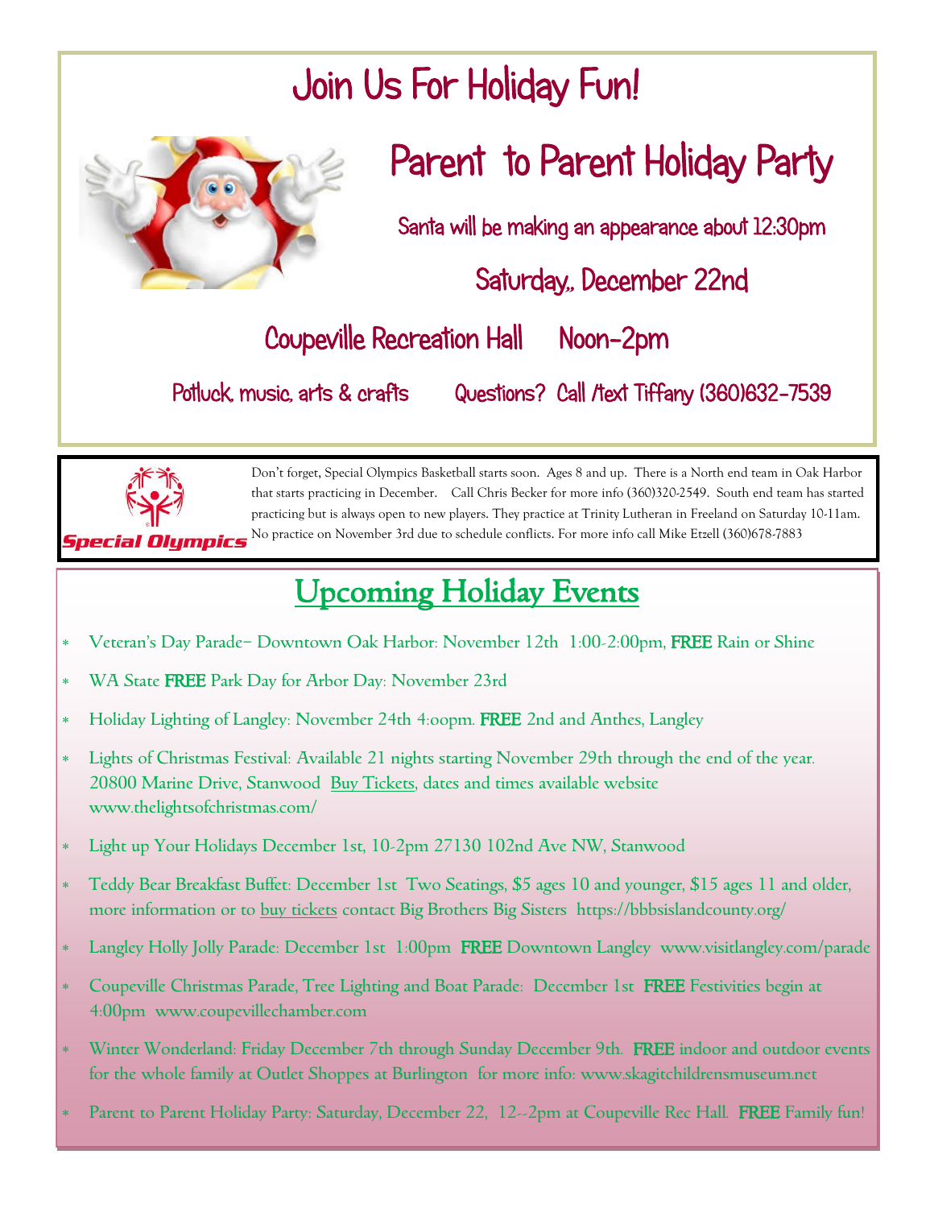# Join Us For Holiday Fun!

## Parent to Parent Holiday Party

Santa will be making an appearance about 12:30pm

Saturday,, December 22nd

Coupeville Recreation Hall Noon-2pm

Potluck, music, arts & crafts Questions? Call /text Tiffany (360)632-7539

Special Olympics

Don't forget, Special Olympics Basketball starts soon. Ages 8 and up. There is a North end team in Oak Harbor that starts practicing in December. Call Chris Becker for more info (360)320-2549. South end team has started practicing but is always open to new players. They practice at Trinity Lutheran in Freeland on Saturday 10-11am. No practice on November 3rd due to schedule conflicts. For more info call Mike Etzell (360)678-7883

## Upcoming Holiday Events

- Veteran's Day Parade– Downtown Oak Harbor: November 12th 1:00-2:00pm, **FREE** Rain or Shine
- WA State **FREE** Park Day for Arbor Day: November 23rd
- Holiday Lighting of Langley: November 24th 4:oopm. **FREE** 2nd and Anthes, Langley
- Lights of Christmas Festival: Available 21 nights starting November 29th through the end of the year. 20800 Marine Drive, Stanwood Buy Tickets, dates and times available website www.thelightsofchristmas.com/
- Light up Your Holidays December 1st, 10-2pm 27130 102nd Ave NW, Stanwood
- Teddy Bear Breakfast Buffet: December 1st Two Seatings, $5 ages 10 and younger, $15 ages 11 and older, more information or to buy tickets contact Big Brothers Big Sisters https://bbbsislandcounty.org/
- Langley Holly Jolly Parade: December 1st 1:00pm **FREE** Downtown Langley www.visitlangley.com/parade
- Coupeville Christmas Parade, Tree Lighting and Boat Parade: December 1st **FREE** Festivities begin at 4:00pm www.coupevillechamber.com
- Winter Wonderland: Friday December 7th through Sunday December 9th. **FREE** indoor and outdoor events for the whole family at Outlet Shoppes at Burlington for more info: www.skagitchildrensmuseum.net
- Parent to Parent Holiday Party: Saturday, December 22, 12--2pm at Coupeville Rec Hall. **FREE** Family fun!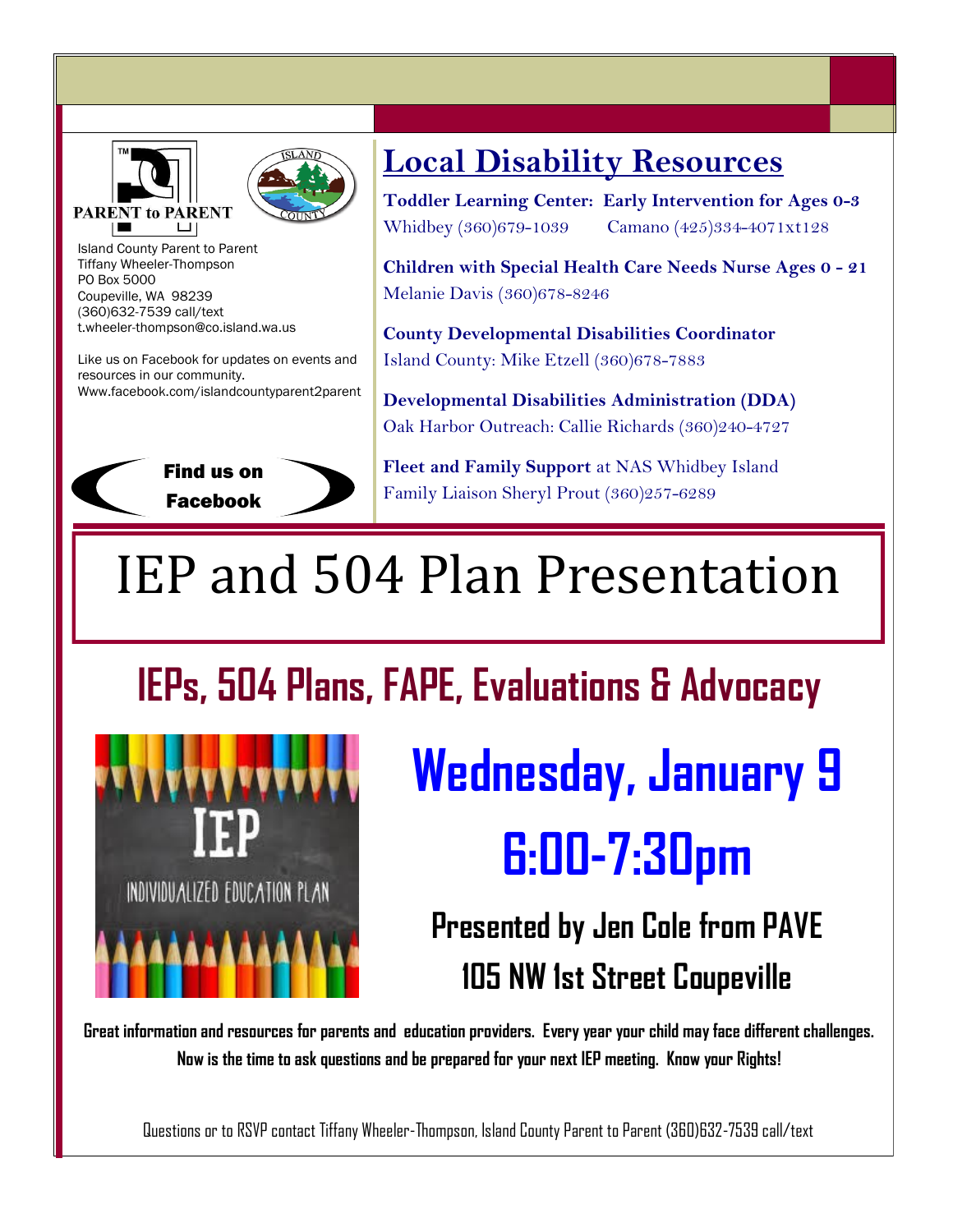PARENT to PARENT

Island County Parent to Parent
Tiffany Wheeler-Thompson
PO Box 5000
Coupeville, WA 98239
(360)632-7539 call/text
t.wheeler-thompson@co.island.wa.us

Like us on Facebook for updates on events and resources in our community.
Www.facebook.com/islandcountyparent2parent

**Find us on Facebook**

## Local Disability Resources

**Toddler Learning Center: Early Intervention for Ages 0-3**
Whidbey (360)679-1039 Camano (425)334-4071xt128

**Children with Special Health Care Needs Nurse Ages 0 - 21**
Melanie Davis (360)678-8246

**County Developmental Disabilities Coordinator**
Island County: Mike Etzell (360)678-7883

**Developmental Disabilities Administration (DDA)**
Oak Harbor Outreach: Callie Richards (360)240-4727

**Fleet and Family Support** at NAS Whidbey Island
Family Liaison Sheryl Prout (360)257-6289

# IEP and 504 Plan Presentation

## IEPs, 504 Plans, FAPE, Evaluations & Advocacy

IEP
INDIVIDUALIZED EDUCATION PLAN

## Wednesday, January 9

## 6:00-7:30pm

### Presented by Jen Cole from PAVE

### 105 NW 1st Street Coupeville

**Great information and resources for parents and education providers. Every year your child may face different challenges. Now is the time to ask questions and be prepared for your next IEP meeting. Know your Rights!**

Questions or to RSVP contact Tiffany Wheeler-Thompson, Island County Parent to Parent (360)632-7539 call/text